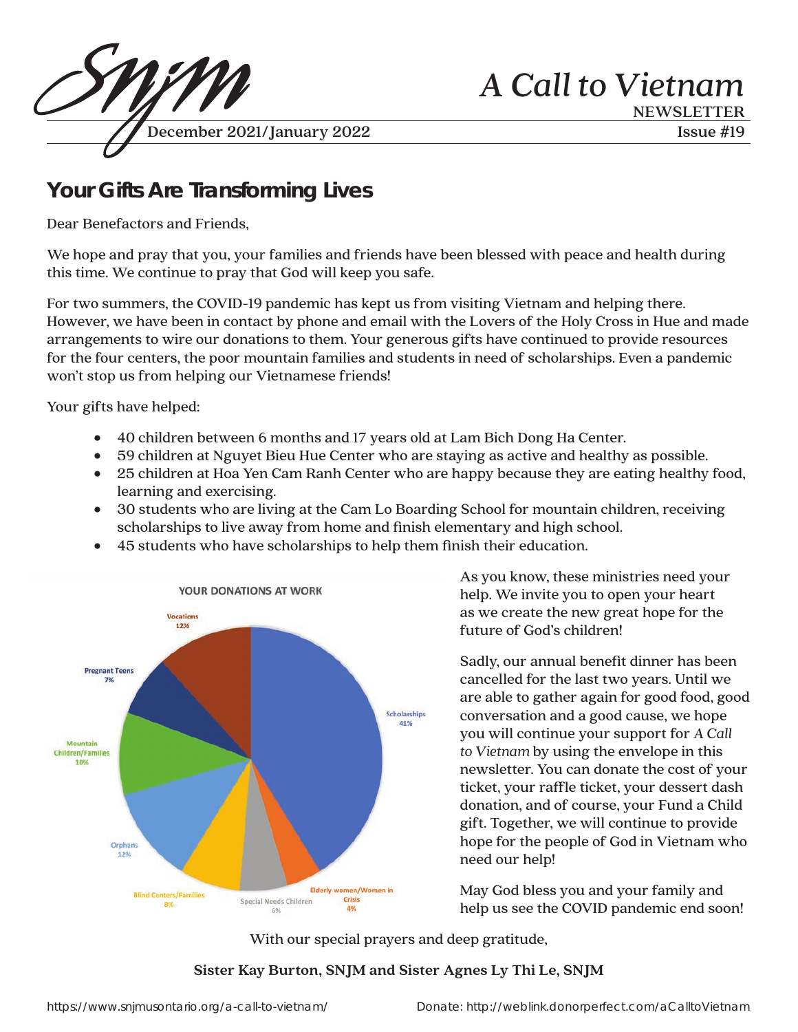SNJM

# A Call to Vietnam

NEWSLETTER

December 2021/January 2022 — Issue #19

## Your Gifts Are Transforming Lives

Dear Benefactors and Friends,

We hope and pray that you, your families and friends have been blessed with peace and health during this time. We continue to pray that God will keep you safe.

For two summers, the COVID-19 pandemic has kept us from visiting Vietnam and helping there. However, we have been in contact by phone and email with the Lovers of the Holy Cross in Hue and made arrangements to wire our donations to them. Your generous gifts have continued to provide resources for the four centers, the poor mountain families and students in need of scholarships. Even a pandemic won't stop us from helping our Vietnamese friends!

Your gifts have helped:

- 40 children between 6 months and 17 years old at Lam Bich Dong Ha Center.
- 59 children at Nguyet Bieu Hue Center who are staying as active and healthy as possible.
- 25 children at Hoa Yen Cam Ranh Center who are happy because they are eating healthy food, learning and exercising.
- 30 students who are living at the Cam Lo Boarding School for mountain children, receiving scholarships to live away from home and finish elementary and high school.
- 45 students who have scholarships to help them finish their education.

**YOUR DONATIONS AT WORK**

| Category | Percentage |
|---|---|
| Scholarships | 41% |
| Elderly women/Women in Crisis | 4% |
| Special Needs Children | 6% |
| Blind Centers/Families | 8% |
| Orphans | 12% |
| Mountain Children/Families | 10% |
| Pregnant Teens | 7% |
| Vocations | 12% |

As you know, these ministries need your help. We invite you to open your heart as we create the new great hope for the future of God's children!

Sadly, our annual benefit dinner has been cancelled for the last two years. Until we are able to gather again for good food, good conversation and a good cause, we hope you will continue your support for *A Call to Vietnam* by using the envelope in this newsletter. You can donate the cost of your ticket, your raffle ticket, your dessert dash donation, and of course, your Fund a Child gift. Together, we will continue to provide hope for the people of God in Vietnam who need our help!

May God bless you and your family and help us see the COVID pandemic end soon!

With our special prayers and deep gratitude,

**Sister Kay Burton, SNJM and Sister Agnes Ly Thi Le, SNJM**

https://www.snjmusontario.org/a-call-to-vietnam/ Donate: http://weblink.donorperfect.com/aCalltoVietnam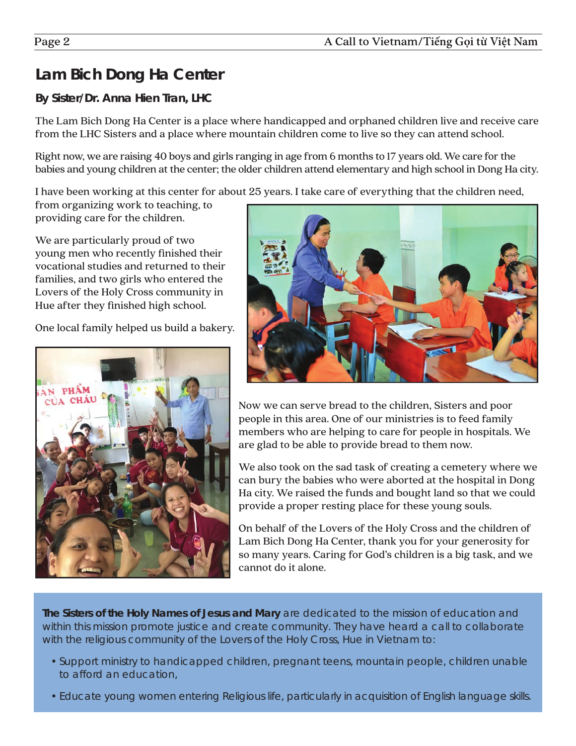## Lam Bich Dong Ha Center

**By Sister/Dr. Anna Hien Tran, LHC**

The Lam Bich Dong Ha Center is a place where handicapped and orphaned children live and receive care from the LHC Sisters and a place where mountain children come to live so they can attend school.

Right now, we are raising 40 boys and girls ranging in age from 6 months to 17 years old. We care for the babies and young children at the center; the older children attend elementary and high school in Dong Ha city.

I have been working at this center for about 25 years. I take care of everything that the children need, from organizing work to teaching, to providing care for the children.

We are particularly proud of two young men who recently finished their vocational studies and returned to their families, and two girls who entered the Lovers of the Holy Cross community in Hue after they finished high school.

One local family helped us build a bakery. Now we can serve bread to the children, Sisters and poor people in this area. One of our ministries is to feed family members who are helping to care for people in hospitals. We are glad to be able to provide bread to them now.

We also took on the sad task of creating a cemetery where we can bury the babies who were aborted at the hospital in Dong Ha city. We raised the funds and bought land so that we could provide a proper resting place for these young souls.

On behalf of the Lovers of the Holy Cross and the children of Lam Bich Dong Ha Center, thank you for your generosity for so many years. Caring for God's children is a big task, and we cannot do it alone.

**The Sisters of the Holy Names of Jesus and Mary** are dedicated to the mission of education and within this mission promote justice and create community. They have heard a call to collaborate with the religious community of the Lovers of the Holy Cross, Hue in Vietnam to:

- Support ministry to handicapped children, pregnant teens, mountain people, children unable to afford an education,
- Educate young women entering Religious life, particularly in acquisition of English language skills.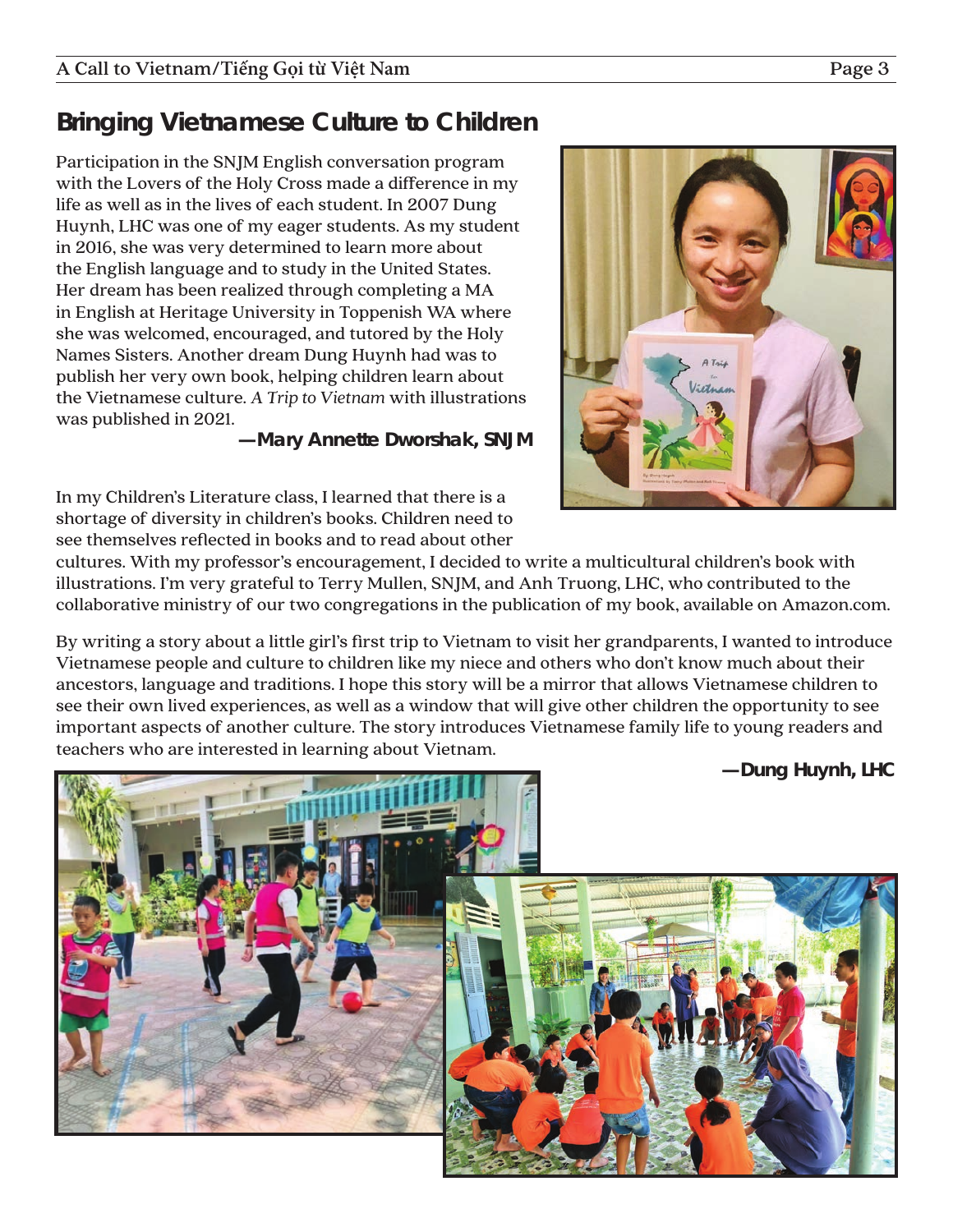## Bringing Vietnamese Culture to Children

Participation in the SNJM English conversation program with the Lovers of the Holy Cross made a difference in my life as well as in the lives of each student. In 2007 Dung Huynh, LHC was one of my eager students. As my student in 2016, she was very determined to learn more about the English language and to study in the United States. Her dream has been realized through completing a MA in English at Heritage University in Toppenish WA where she was welcomed, encouraged, and tutored by the Holy Names Sisters. Another dream Dung Huynh had was to publish her very own book, helping children learn about the Vietnamese culture. *A Trip to Vietnam* with illustrations was published in 2021.

—**Mary Annette Dworshak, SNJM**

In my Children's Literature class, I learned that there is a shortage of diversity in children's books. Children need to see themselves reflected in books and to read about other cultures. With my professor's encouragement, I decided to write a multicultural children's book with illustrations. I'm very grateful to Terry Mullen, SNJM, and Anh Truong, LHC, who contributed to the collaborative ministry of our two congregations in the publication of my book, available on Amazon.com.

By writing a story about a little girl's first trip to Vietnam to visit her grandparents, I wanted to introduce Vietnamese people and culture to children like my niece and others who don't know much about their ancestors, language and traditions. I hope this story will be a mirror that allows Vietnamese children to see their own lived experiences, as well as a window that will give other children the opportunity to see important aspects of another culture. The story introduces Vietnamese family life to young readers and teachers who are interested in learning about Vietnam.

—**Dung Huynh, LHC**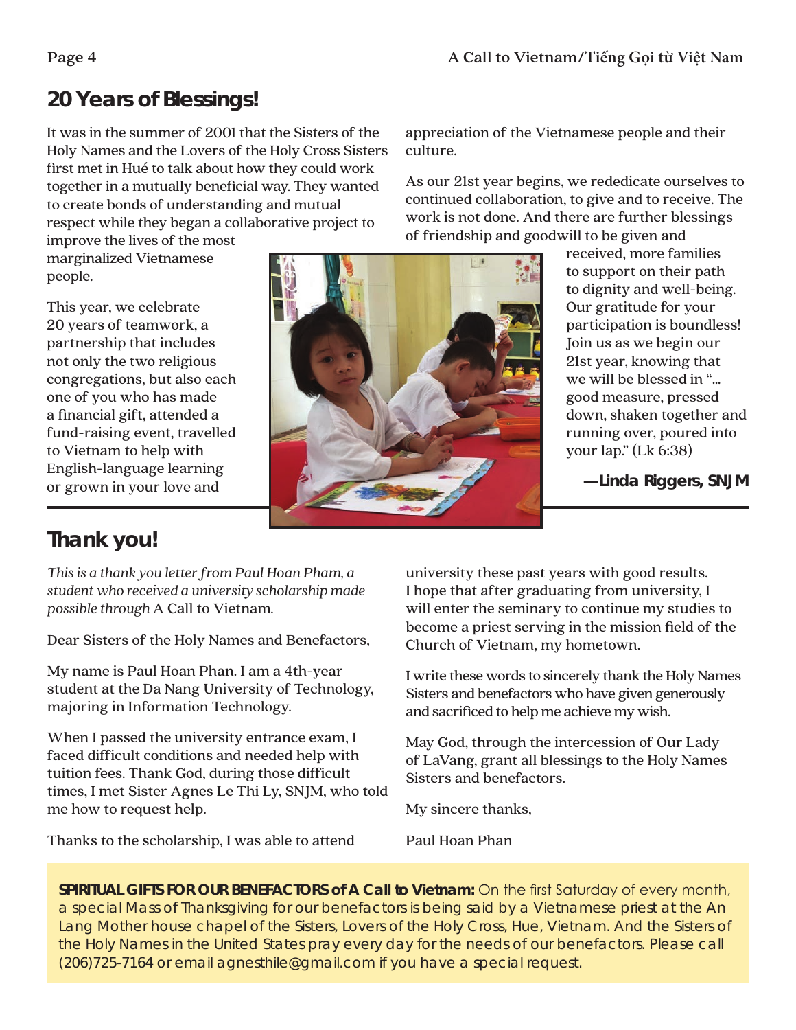## 20 Years of Blessings!

It was in the summer of 2001 that the Sisters of the Holy Names and the Lovers of the Holy Cross Sisters first met in Huế to talk about how they could work together in a mutually beneficial way. They wanted to create bonds of understanding and mutual respect while they began a collaborative project to improve the lives of the most marginalized Vietnamese people.

This year, we celebrate 20 years of teamwork, a partnership that includes not only the two religious congregations, but also each one of you who has made a financial gift, attended a fund-raising event, travelled to Vietnam to help with English-language learning or grown in your love and appreciation of the Vietnamese people and their culture.

As our 21st year begins, we rededicate ourselves to continued collaboration, to give and to receive. The work is not done. And there are further blessings of friendship and goodwill to be given and received, more families to support on their path to dignity and well-being. Our gratitude for your participation is boundless! Join us as we begin our 21st year, knowing that we will be blessed in "... good measure, pressed down, shaken together and running over, poured into your lap." (Lk 6:38)

**—Linda Riggers, SNJM**

## Thank you!

*This is a thank you letter from Paul Hoan Pham, a student who received a university scholarship made possible through* A Call to Vietnam.

Dear Sisters of the Holy Names and Benefactors,

My name is Paul Hoan Phan. I am a 4th-year student at the Da Nang University of Technology, majoring in Information Technology.

When I passed the university entrance exam, I faced difficult conditions and needed help with tuition fees. Thank God, during those difficult times, I met Sister Agnes Le Thi Ly, SNJM, who told me how to request help.

Thanks to the scholarship, I was able to attend university these past years with good results. I hope that after graduating from university, I will enter the seminary to continue my studies to become a priest serving in the mission field of the Church of Vietnam, my hometown.

I write these words to sincerely thank the Holy Names Sisters and benefactors who have given generously and sacrificed to help me achieve my wish.

May God, through the intercession of Our Lady of LaVang, grant all blessings to the Holy Names Sisters and benefactors.

My sincere thanks,

Paul Hoan Phan

**SPIRITUAL GIFTS FOR OUR BENEFACTORS of A Call to Vietnam:** On the first Saturday of every month, a special Mass of Thanksgiving for our benefactors is being said by a Vietnamese priest at the An Lang Mother house chapel of the Sisters, Lovers of the Holy Cross, Hue, Vietnam. And the Sisters of the Holy Names in the United States pray every day for the needs of our benefactors. Please call (206)725-7164 or email agnesthile@gmail.com if you have a special request.